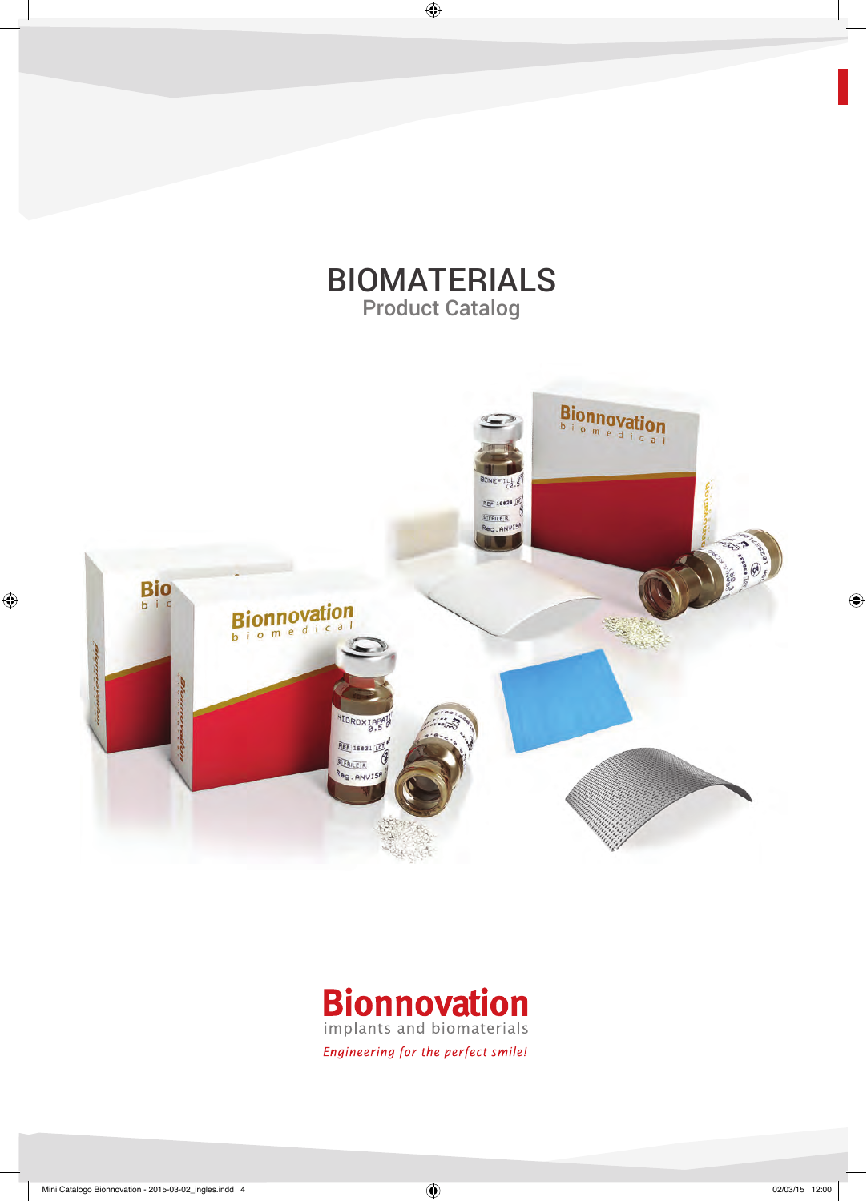# BIOMATERIALS

## Product Catalog

**Bionnovation**

implants and biomaterials

*Engineering for the perfect smile!*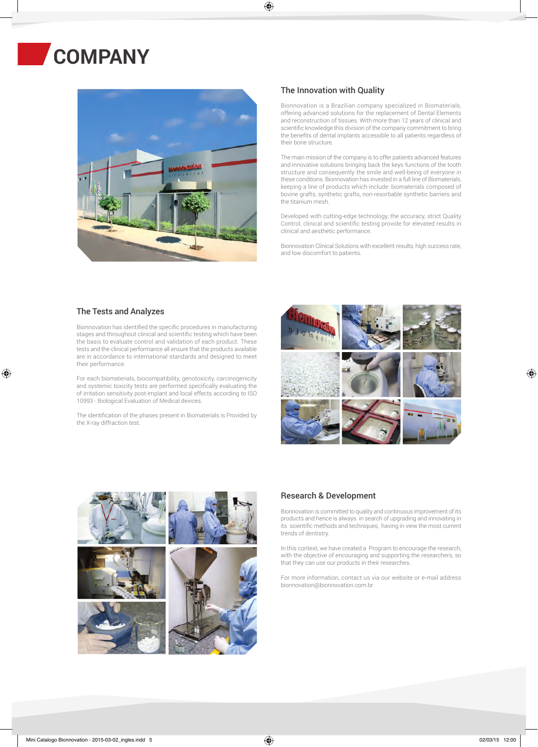# COMPANY

## The Innovation with Quality

Bionnovation is a Brazilian company specialized in Biomaterials, offering advanced solutions for the replacement of Dental Elements and reconstruction of tissues. With more than 12 years of clinical and scientific knowledge this division of the company commitment to bring the benefits of dental implants accessible to all patients regardless of their bone structure.

The main mission of the company is to offer patients advanced features and innovative solutions bringing back the keys functions of the tooth structure and consequently the smile and well-being of everyone in these conditions. Bionnovation has invested in a full line of Biomaterials, keeping a line of products which include: biomaterials composed of bovine grafts, synthetic grafts, non-resorbable synthetic barriers and the titanium mesh.

Developed with cutting-edge technology, the accuracy, strict Quality Control, clinical and scientific testing provide for elevated results in clinical and aesthetic performance.

Bionnovation Clinical Solutions with excellent results, high success rate, and low discomfort to patients.

## The Tests and Analyzes

Bionnovation has identified the specific procedures in manufacturing stages and throughout clinical and scientific testing which have been the basis to evaluate control and validation of each product. These tests and the clinical performance all ensure that the products available are in accordance to international standards and designed to meet their performance.

For each biomaterials, biocompatibility, genotoxicity, carcinogenicity and systemic toxicity tests are performed specifically evaluating the of irritation sensitivity post-implant and local effects according to ISO 10993 - Biological Evaluation of Medical devices.

The identification of the phases present in Biomaterials is Provided by the X-ray diffraction test.

## Research & Development

Bionnovation is committed to quality and continuous improvement of its products and hence is always in search of upgrading and innovating in its scientific methods and techniques, having in view the most current trends of dentistry.

In this context, we have created a Program to encourage the research, with the objective of encouraging and supporting the researchers, so that they can use our products in their researches.

For more information, contact us via our website or e-mail address bionnovation@bionnovation.com.br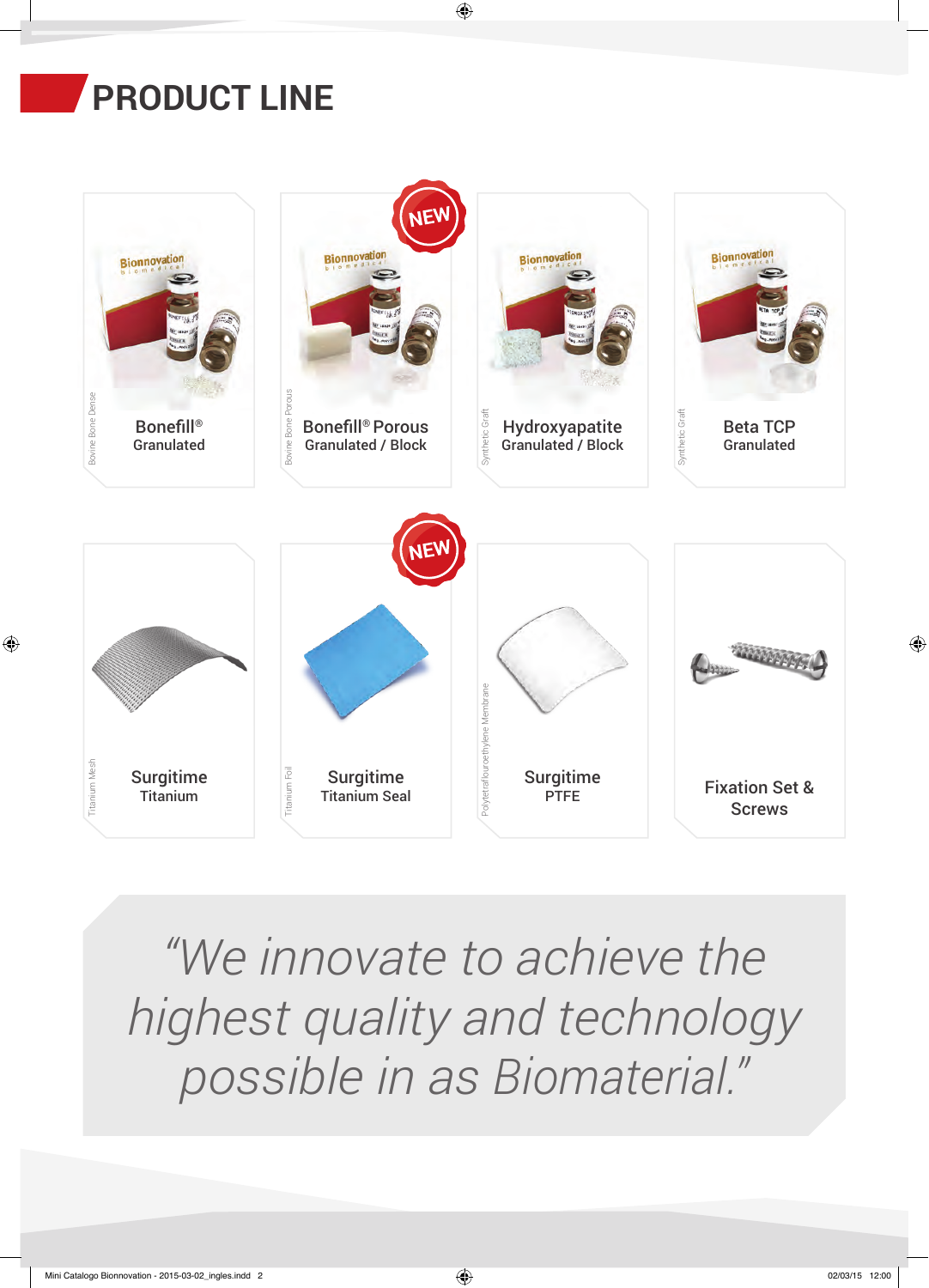# PRODUCT LINE

NEW

Bovine Bone Dense

**Bonefill®**
Granulated

Bovine Bone Porous

**Bonefill® Porous**
Granulated / Block

Synthetic Graft

**Hydroxyapatite**
Granulated / Block

Synthetic Graft

**Beta TCP**
Granulated

NEW

Titanium Mesh

**Surgitime**
Titanium

Titanium Foil

**Surgitime**
Titanium Seal

Polytetraflouroethylene Membrane

**Surgitime**
PTFE

**Fixation Set & Screws**

*"We innovate to achieve the highest quality and technology possible in as Biomaterial."*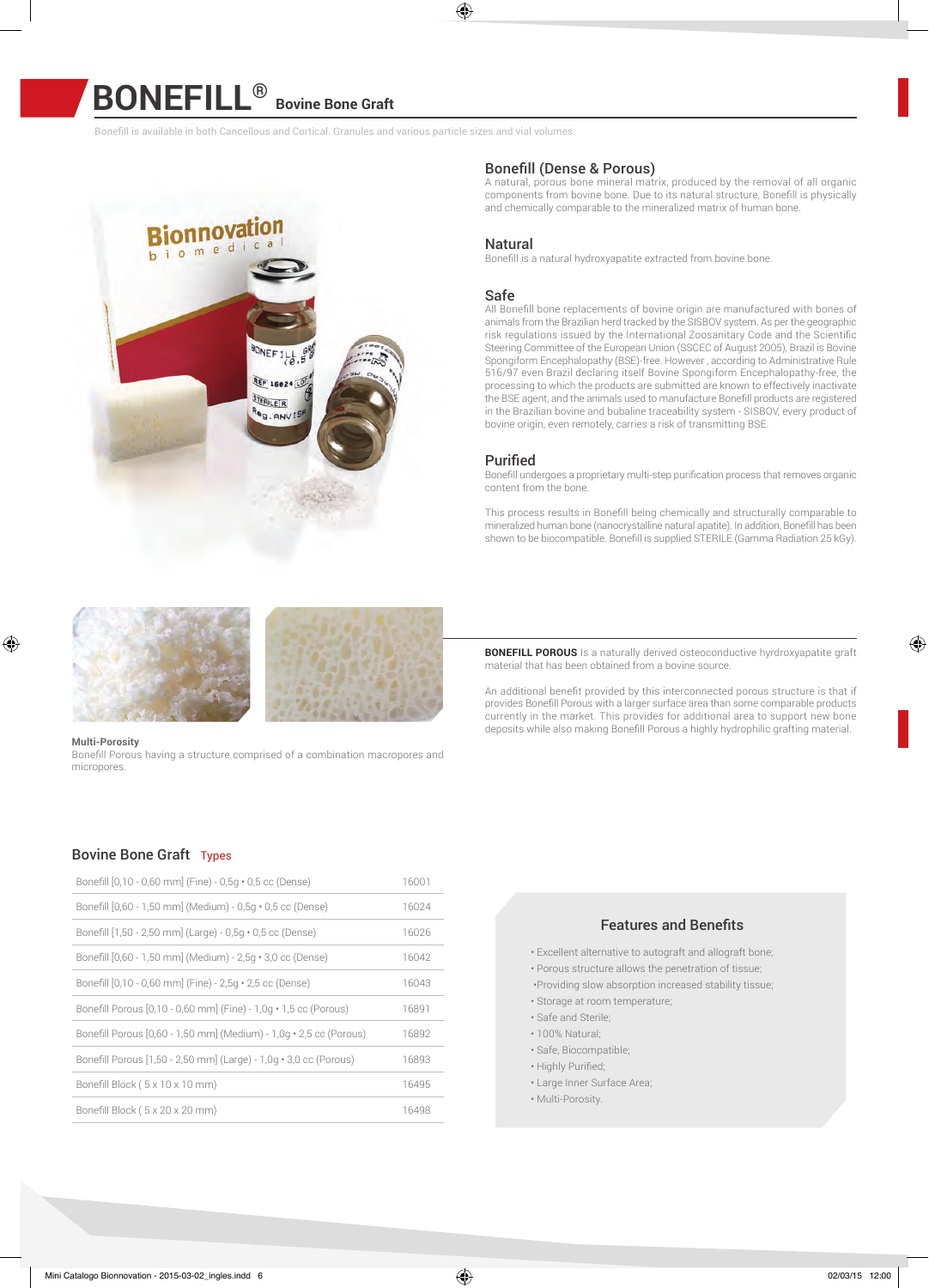# BONEFILL® Bovine Bone Graft

Bonefill is available in both Cancellous and Cortical. Granules and various particle sizes and vial volumes.

## Bonefill (Dense & Porous)

A natural, porous bone mineral matrix, produced by the removal of all organic components from bovine bone. Due to its natural structure, Bonefill is physically and chemically comparable to the mineralized matrix of human bone.

## Natural

Bonefill is a natural hydroxyapatite extracted from bovine bone.

## Safe

All Bonefill bone replacements of bovine origin are manufactured with bones of animals from the Brazilian herd tracked by the SISBOV system. As per the geographic risk regulations issued by the International Zoosanitary Code and the Scientific Steering Committee of the European Union (SSCEC of August 2005), Brazil is Bovine Spongiform Encephalopathy (BSE)-free. However , according to Administrative Rule 516/97 even Brazil declaring itself Bovine Spongiform Encephalopathy-free, the processing to which the products are submitted are known to effectively inactivate the BSE agent, and the animals used to manufacture Bonefill products are registered in the Brazilian bovine and bubaline traceability system - SISBOV, every product of bovine origin, even remotely, carries a risk of transmitting BSE.

## Purified

Bonefill undergoes a proprietary multi-step purification process that removes organic content from the bone.

This process results in Bonefill being chemically and structurally comparable to mineralized human bone (nanocrystalline natural apatite). In addition, Bonefill has been shown to be biocompatible. Bonefill is supplied STERILE (Gamma Radiation 25 kGy).

**Multi-Porosity**
Bonefill Porous having a structure comprised of a combination macropores and micropores.

**BONEFILL POROUS** Is a naturally derived osteoconductive hyrdroxyapatite graft material that has been obtained from a bovine source.

An additional benefit provided by this interconnected porous structure is that if provides Bonefill Porous with a larger surface area than some comparable products currently in the market. This provides for additional area to support new bone deposits while also making Bonefill Porous a highly hydrophilic grafting material.

## Bovine Bone Graft Types

| | |
|---|---|
| Bonefill [0,10 - 0,60 mm] (Fine) - 0,5g • 0,5 cc (Dense) | 16001 |
| Bonefill [0,60 - 1,50 mm] (Medium) - 0,5g • 0,5 cc (Dense) | 16024 |
| Bonefill [1,50 - 2,50 mm] (Large) - 0,5g • 0,5 cc (Dense) | 16026 |
| Bonefill [0,60 - 1,50 mm] (Medium) - 2,5g • 3,0 cc (Dense) | 16042 |
| Bonefill [0,10 - 0,60 mm] (Fine) - 2,5g • 2,5 cc (Dense) | 16043 |
| Bonefill Porous [0,10 - 0,60 mm] (Fine) - 1,0g • 1,5 cc (Porous) | 16891 |
| Bonefill Porous [0,60 - 1,50 mm] (Medium) - 1,0g • 2,5 cc (Porous) | 16892 |
| Bonefill Porous [1,50 - 2,50 mm] (Large) - 1,0g • 3,0 cc (Porous) | 16893 |
| Bonefill Block ( 5 x 10 x 10 mm) | 16495 |
| Bonefill Block ( 5 x 20 x 20 mm) | 16498 |

## Features and Benefits

- Excellent alternative to autograft and allograft bone;
- Porous structure allows the penetration of tissue;
- Providing slow absorption increased stability tissue;
- Storage at room temperature;
- Safe and Sterile;
- 100% Natural;
- Safe, Biocompatible;
- Highly Purified;
- Large Inner Surface Area;
- Multi-Porosity.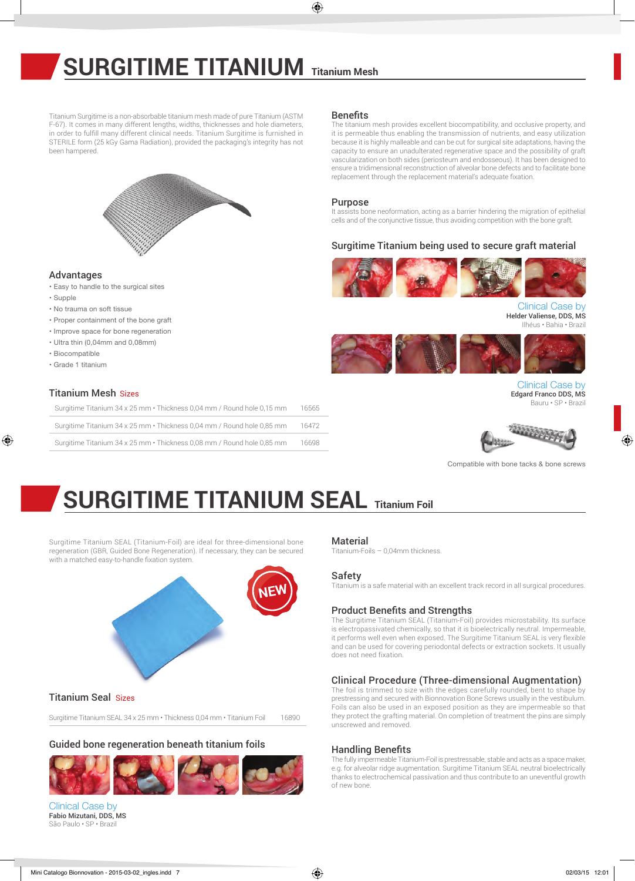# SURGITIME TITANIUM Titanium Mesh

Titanium Surgitime is a non-absorbable titanium mesh made of pure Titanium (ASTM F-67). It comes in many different lengths, widths, thicknesses and hole diameters, in order to fulfill many different clinical needs. Titanium Surgitime is furnished in STERILE form (25 kGy Gama Radiation), provided the packaging's integrity has not been hampered.

### Advantages

- Easy to handle to the surgical sites
- Supple
- No trauma on soft tissue
- Proper containment of the bone graft
- Improve space for bone regeneration
- Ultra thin (0,04mm and 0,08mm)
- Biocompatible
- Grade 1 titanium

### Titanium Mesh Sizes

| | |
|---|---|
| Surgitime Titanium 34 x 25 mm • Thickness 0,04 mm / Round hole 0,15 mm | 16565 |
| Surgitime Titanium 34 x 25 mm • Thickness 0,04 mm / Round hole 0,85 mm | 16472 |
| Surgitime Titanium 34 x 25 mm • Thickness 0,08 mm / Round hole 0,85 mm | 16698 |

### Benefits

The titanium mesh provides excellent biocompatibility, and occlusive property, and it is permeable thus enabling the transmission of nutrients, and easy utilization because it is highly malleable and can be cut for surgical site adaptations, having the capacity to ensure an unadulterated regenerative space and the possibility of graft vascularization on both sides (periosteum and endosseous). It has been designed to ensure a tridimensional reconstruction of alveolar bone defects and to facilitate bone replacement through the replacement material's adequate fixation.

### Purpose

It assists bone neoformation, acting as a barrier hindering the migration of epithelial cells and of the conjunctive tissue, thus avoiding competition with the bone graft.

### Surgitime Titanium being used to secure graft material

Clinical Case by
**Helder Valiense, DDS, MS**
Ilhéus • Bahia • Brazil

Clinical Case by
**Edgard Franco DDS, MS**
Bauru • SP • Brazil

Compatible with bone tacks & bone screws

# SURGITIME TITANIUM SEAL Titanium Foil

Surgitime Titanium SEAL (Titanium-Foil) are ideal for three-dimensional bone regeneration (GBR, Guided Bone Regeneration). If necessary, they can be secured with a matched easy-to-handle fixation system.

NEW

### Titanium Seal Sizes

| | |
|---|---|
| Surgitime Titanium SEAL 34 x 25 mm • Thickness 0,04 mm • Titanium Foil | 16890 |

### Guided bone regeneration beneath titanium foils

Clinical Case by
**Fabio Mizutani, DDS, MS**
São Paulo • SP • Brazil

### Material

Titanium-Foils – 0,04mm thickness.

### Safety

Titanium is a safe material with an excellent track record in all surgical procedures.

### Product Benefits and Strengths

The Surgitime Titanium SEAL (Titanium-Foil) provides microstability. Its surface is electropassivated chemically, so that it is bioelectrically neutral. Impermeable, it performs well even when exposed. The Surgitime Titanium SEAL is very flexible and can be used for covering periodontal defects or extraction sockets. It usually does not need fixation.

### Clinical Procedure (Three-dimensional Augmentation)

The foil is trimmed to size with the edges carefully rounded, bent to shape by prestressing and secured with Bionnovation Bone Screws usually in the vestibulum. Foils can also be used in an exposed position as they are impermeable so that they protect the grafting material. On completion of treatment the pins are simply unscrewed and removed.

### Handling Benefits

The fully impermeable Titanium-Foil is prestressable, stable and acts as a space maker, e.g. for alveolar ridge augmentation. Surgitime Titanium SEAL neutral bioelectrically thanks to electrochemical passivation and thus contribute to an uneventful growth of new bone.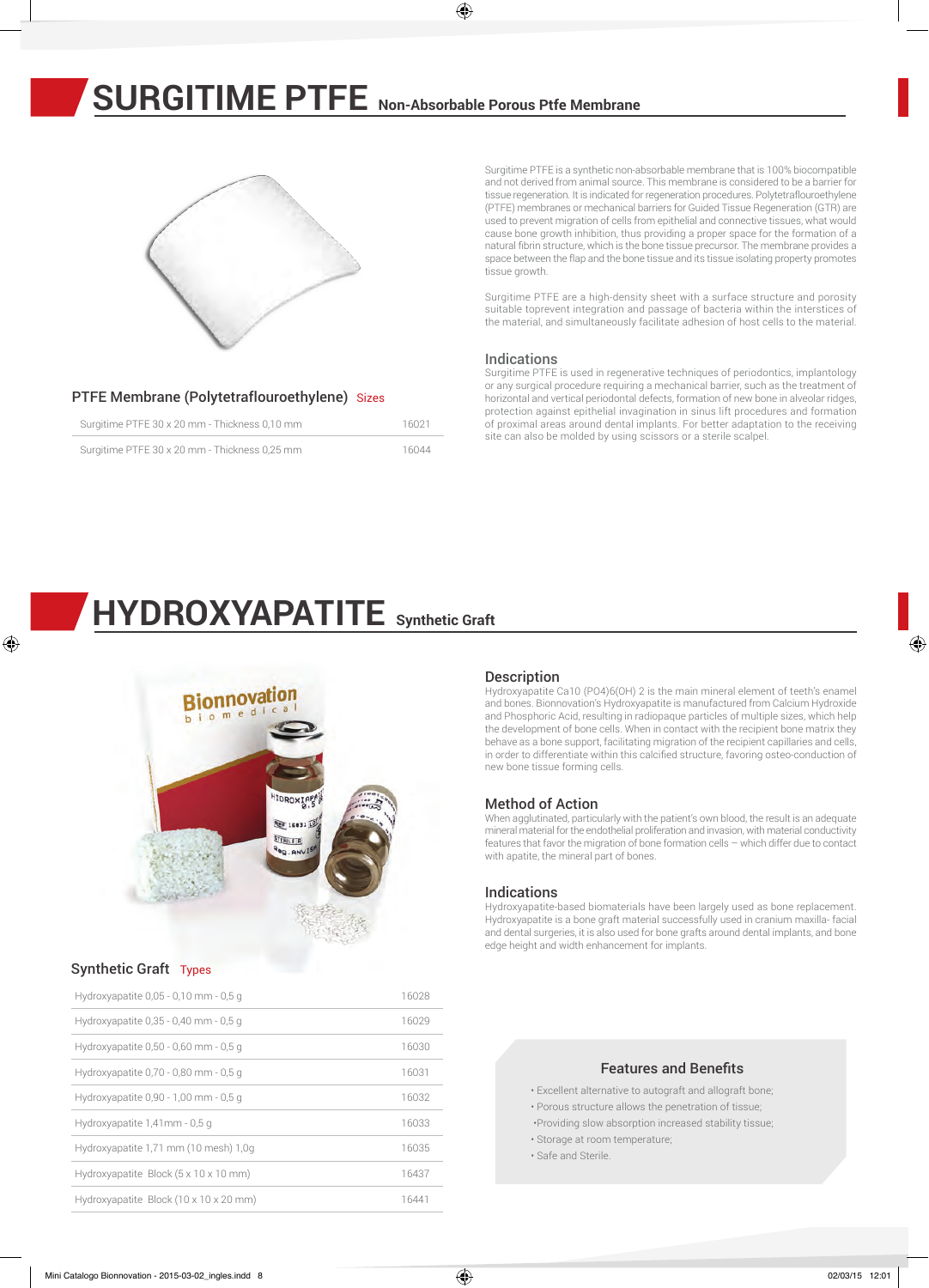# SURGITIME PTFE Non-Absorbable Porous Ptfe Membrane

Surgitime PTFE is a synthetic non-absorbable membrane that is 100% biocompatible and not derived from animal source. This membrane is considered to be a barrier for tissue regeneration. It is indicated for regeneration procedures. Polytetraflouroethylene (PTFE) membranes or mechanical barriers for Guided Tissue Regeneration (GTR) are used to prevent migration of cells from epithelial and connective tissues, what would cause bone growth inhibition, thus providing a proper space for the formation of a natural fibrin structure, which is the bone tissue precursor. The membrane provides a space between the flap and the bone tissue and its tissue isolating property promotes tissue growth.

Surgitime PTFE are a high-density sheet with a surface structure and porosity suitable toprevent integration and passage of bacteria within the interstices of the material, and simultaneously facilitate adhesion of host cells to the material.

### Indications

Surgitime PTFE is used in regenerative techniques of periodontics, implantology or any surgical procedure requiring a mechanical barrier, such as the treatment of horizontal and vertical periodontal defects, formation of new bone in alveolar ridges, protection against epithelial invagination in sinus lift procedures and formation of proximal areas around dental implants. For better adaptation to the receiving site can also be molded by using scissors or a sterile scalpel.

### PTFE Membrane (Polytetraflouroethylene) Sizes

| | |
|---|---|
| Surgitime PTFE 30 x 20 mm - Thickness 0,10 mm | 16021 |
| Surgitime PTFE 30 x 20 mm - Thickness 0,25 mm | 16044 |

# HYDROXYAPATITE Synthetic Graft

### Description

Hydroxyapatite Ca10 (PO4)6(OH) 2 is the main mineral element of teeth's enamel and bones. Bionnovation's Hydroxyapatite is manufactured from Calcium Hydroxide and Phosphoric Acid, resulting in radiopaque particles of multiple sizes, which help the development of bone cells. When in contact with the recipient bone matrix they behave as a bone support, facilitating migration of the recipient capillaries and cells, in order to differentiate within this calcified structure, favoring osteo-conduction of new bone tissue forming cells.

### Method of Action

When agglutinated, particularly with the patient's own blood, the result is an adequate mineral material for the endothelial proliferation and invasion, with material conductivity features that favor the migration of bone formation cells – which differ due to contact with apatite, the mineral part of bones.

### Indications

Hydroxyapatite-based biomaterials have been largely used as bone replacement. Hydroxyapatite is a bone graft material successfully used in cranium maxilla- facial and dental surgeries, it is also used for bone grafts around dental implants, and bone edge height and width enhancement for implants.

### Synthetic Graft Types

| | |
|---|---|
| Hydroxyapatite 0,05 - 0,10 mm - 0,5 g | 16028 |
| Hydroxyapatite 0,35 - 0,40 mm - 0,5 g | 16029 |
| Hydroxyapatite 0,50 - 0,60 mm - 0,5 g | 16030 |
| Hydroxyapatite 0,70 - 0,80 mm - 0,5 g | 16031 |
| Hydroxyapatite 0,90 - 1,00 mm - 0,5 g | 16032 |
| Hydroxyapatite 1,41mm - 0,5 g | 16033 |
| Hydroxyapatite 1,71 mm (10 mesh) 1,0g | 16035 |
| Hydroxyapatite Block (5 x 10 x 10 mm) | 16437 |
| Hydroxyapatite Block (10 x 10 x 20 mm) | 16441 |

### Features and Benefits

- Excellent alternative to autograft and allograft bone;
- Porous structure allows the penetration of tissue;
- Providing slow absorption increased stability tissue;
- Storage at room temperature;
- Safe and Sterile.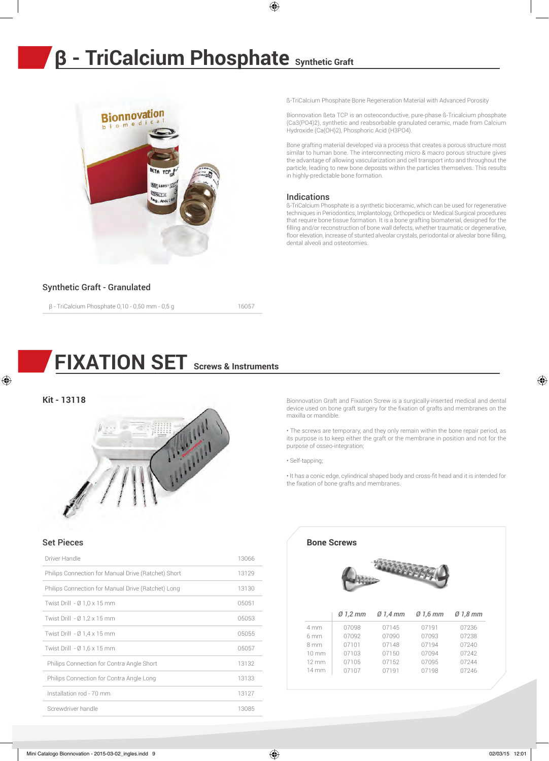# β - TriCalcium Phosphate Synthetic Graft

ß-TriCalcium Phosphate Bone Regeneration Material with Advanced Porosity

Bionnovation ßeta TCP is an osteoconductive, pure-phase ß-Tricalcium phosphate ($Ca_3(PO_4)_2$), synthetic and reabsorbable granulated ceramic, made from Calcium Hydroxide ($Ca(OH)_2$), Phosphoric Acid ($H_3PO_4$).

Bone grafting material developed via a process that creates a porous structure most similar to human bone. The interconnecting micro & macro porous structure gives the advantage of allowing vascularization and cell transport into and throughout the particle, leading to new bone deposits within the particles themselves. This results in highly-predictable bone formation.

## Indications

ß-TriCalcium Phosphate is a synthetic bioceramic, which can be used for regenerative techniques in Periodontics, Implantology, Orthopedics or Medical Surgical procedures that require bone tissue formation. It is a bone grafting biomaterial, designed for the filling and/or reconstruction of bone wall defects, whether traumatic or degenerative, floor elevation, increase of stunted alveolar crystals, periodontal or alveolar bone filling, dental alveoli and osteotomies.

### Synthetic Graft - Granulated

| Product | Code |
| --- | --- |
| β - TriCalcium Phosphate 0,10 - 0,50 mm - 0,5 g | 16057 |

# FIXATION SET Screws & Instruments

### Kit - 13118

Bionnovation Graft and Fixation Screw is a surgically-inserted medical and dental device used on bone graft surgery for the fixation of grafts and membranes on the maxilla or mandible.

- The screws are temporary, and they only remain within the bone repair period, as its purpose is to keep either the graft or the membrane in position and not for the purpose of osseo-integration;
- Self-tapping;
- It has a conic edge, cylindrical shaped body and cross-fit head and it is intended for the fixation of bone grafts and membranes.

### Set Pieces

| Item | Code |
| --- | --- |
| Driver Handle | 13066 |
| Philips Connection for Manual Drive (Ratchet) Short | 13129 |
| Philips Connection for Manual Drive (Ratchet) Long | 13130 |
| Twist Drill - Ø 1,0 x 15 mm | 05051 |
| Twist Drill - Ø 1,2 x 15 mm | 05053 |
| Twist Drill - Ø 1,4 x 15 mm | 05055 |
| Twist Drill - Ø 1,6 x 15 mm | 05057 |
| Philips Connection for Contra Angle Short | 13132 |
| Philips Connection for Contra Angle Long | 13133 |
| Installation rod - 70 mm | 13127 |
| Screwdriver handle | 13085 |

### Bone Screws

| | Ø 1,2 mm | Ø 1,4 mm | Ø 1,6 mm | Ø 1,8 mm |
| --- | --- | --- | --- | --- |
| 4 mm | 07098 | 07145 | 07191 | 07236 |
| 6 mm | 07092 | 07090 | 07093 | 07238 |
| 8 mm | 07101 | 07148 | 07194 | 07240 |
| 10 mm | 07103 | 07150 | 07094 | 07242 |
| 12 mm | 07105 | 07152 | 07095 | 07244 |
| 14 mm | 07107 | 07191 | 07198 | 07246 |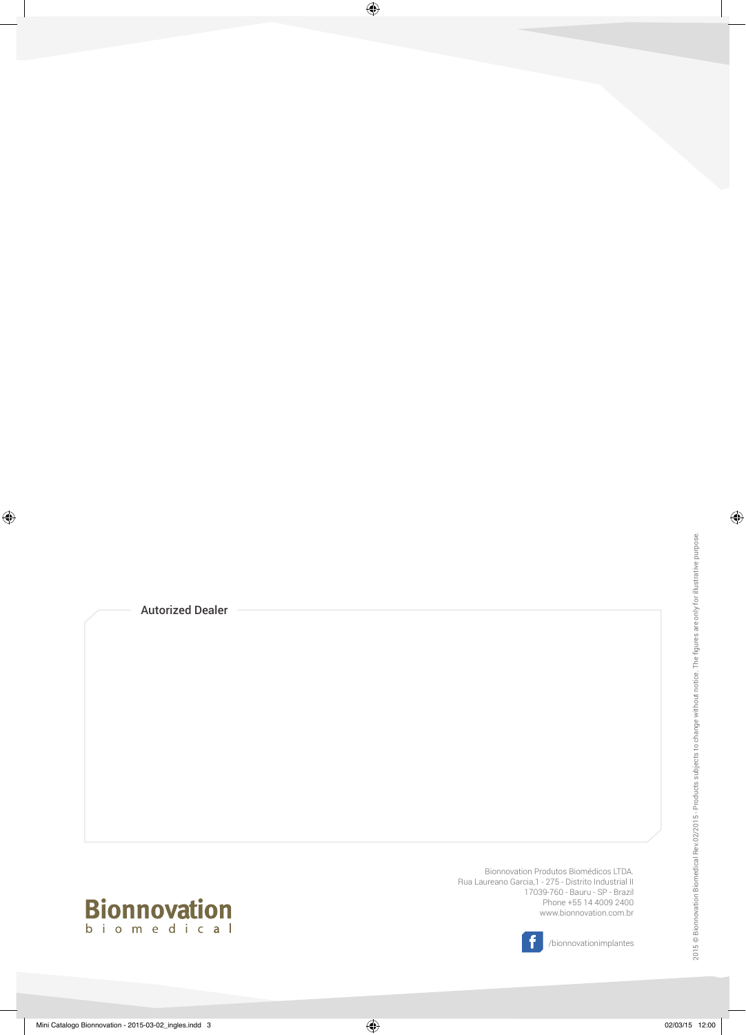Autorized Dealer

Bionnovation
b i o m e d i c a l

Bionnovation Produtos Biomédicos LTDA.
Rua Laureano Garcia,1 - 275 - Distrito Industrial II
17039-760 - Bauru - SP - Brazil
Phone +55 14 4009 2400
www.bionnovation.com.br

/bionnovationimplantes

2015 © Bionnovation Biomedical Rev.02/2015 - Products subjects to change without notice. The figures are only for illustrative purpose.